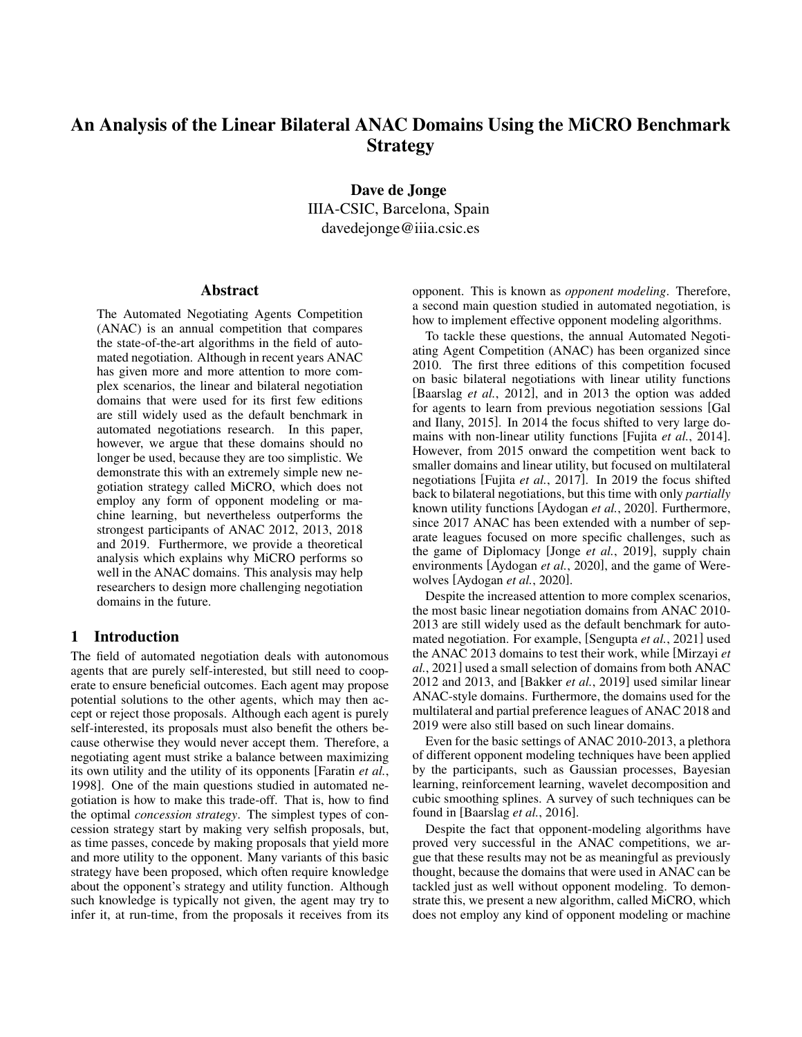# An Analysis of the Linear Bilateral ANAC Domains Using the MiCRO Benchmark Strategy

**Dave de Jonge**
IIIA-CSIC, Barcelona, Spain
davedejonge@iiia.csic.es

## Abstract

The Automated Negotiating Agents Competition (ANAC) is an annual competition that compares the state-of-the-art algorithms in the field of automated negotiation. Although in recent years ANAC has given more and more attention to more complex scenarios, the linear and bilateral negotiation domains that were used for its first few editions are still widely used as the default benchmark in automated negotiations research. In this paper, however, we argue that these domains should no longer be used, because they are too simplistic. We demonstrate this with an extremely simple new negotiation strategy called MiCRO, which does not employ any form of opponent modeling or machine learning, but nevertheless outperforms the strongest participants of ANAC 2012, 2013, 2018 and 2019. Furthermore, we provide a theoretical analysis which explains why MiCRO performs so well in the ANAC domains. This analysis may help researchers to design more challenging negotiation domains in the future.

## 1 Introduction

The field of automated negotiation deals with autonomous agents that are purely self-interested, but still need to cooperate to ensure beneficial outcomes. Each agent may propose potential solutions to the other agents, which may then accept or reject those proposals. Although each agent is purely self-interested, its proposals must also benefit the others because otherwise they would never accept them. Therefore, a negotiating agent must strike a balance between maximizing its own utility and the utility of its opponents [Faratin *et al.*, 1998]. One of the main questions studied in automated negotiation is how to make this trade-off. That is, how to find the optimal *concession strategy*. The simplest types of concession strategy start by making very selfish proposals, but, as time passes, concede by making proposals that yield more and more utility to the opponent. Many variants of this basic strategy have been proposed, which often require knowledge about the opponent's strategy and utility function. Although such knowledge is typically not given, the agent may try to infer it, at run-time, from the proposals it receives from its opponent. This is known as *opponent modeling*. Therefore, a second main question studied in automated negotiation, is how to implement effective opponent modeling algorithms.

To tackle these questions, the annual Automated Negotiating Agent Competition (ANAC) has been organized since 2010. The first three editions of this competition focused on basic bilateral negotiations with linear utility functions [Baarslag *et al.*, 2012], and in 2013 the option was added for agents to learn from previous negotiation sessions [Gal and Ilany, 2015]. In 2014 the focus shifted to very large domains with non-linear utility functions [Fujita *et al.*, 2014]. However, from 2015 onward the competition went back to smaller domains and linear utility, but focused on multilateral negotiations [Fujita *et al.*, 2017]. In 2019 the focus shifted back to bilateral negotiations, but this time with only *partially* known utility functions [Aydogan *et al.*, 2020]. Furthermore, since 2017 ANAC has been extended with a number of separate leagues focused on more specific challenges, such as the game of Diplomacy [Jonge *et al.*, 2019], supply chain environments [Aydogan *et al.*, 2020], and the game of Werewolves [Aydogan *et al.*, 2020].

Despite the increased attention to more complex scenarios, the most basic linear negotiation domains from ANAC 2010-2013 are still widely used as the default benchmark for automated negotiation. For example, [Sengupta *et al.*, 2021] used the ANAC 2013 domains to test their work, while [Mirzayi *et al.*, 2021] used a small selection of domains from both ANAC 2012 and 2013, and [Bakker *et al.*, 2019] used similar linear ANAC-style domains. Furthermore, the domains used for the multilateral and partial preference leagues of ANAC 2018 and 2019 were also still based on such linear domains.

Even for the basic settings of ANAC 2010-2013, a plethora of different opponent modeling techniques have been applied by the participants, such as Gaussian processes, Bayesian learning, reinforcement learning, wavelet decomposition and cubic smoothing splines. A survey of such techniques can be found in [Baarslag *et al.*, 2016].

Despite the fact that opponent-modeling algorithms have proved very successful in the ANAC competitions, we argue that these results may not be as meaningful as previously thought, because the domains that were used in ANAC can be tackled just as well without opponent modeling. To demonstrate this, we present a new algorithm, called MiCRO, which does not employ any kind of opponent modeling or machine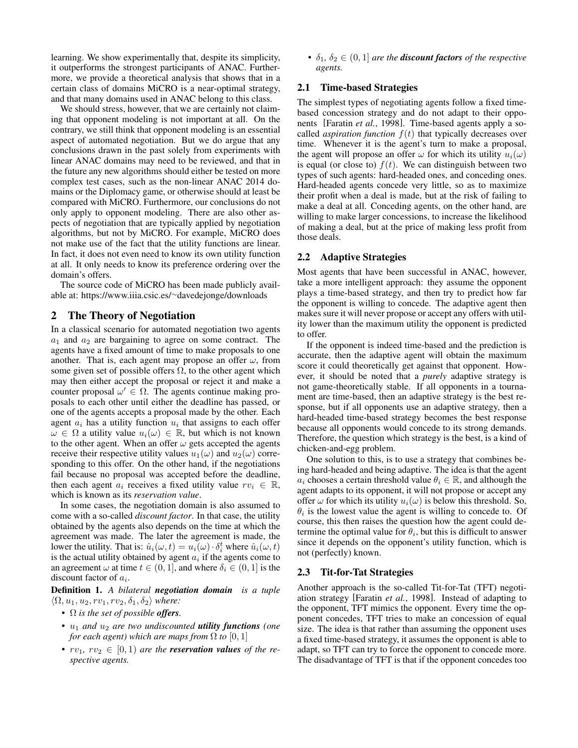learning. We show experimentally that, despite its simplicity, it outperforms the strongest participants of ANAC. Furthermore, we provide a theoretical analysis that shows that in a certain class of domains MiCRO is a near-optimal strategy, and that many domains used in ANAC belong to this class.

We should stress, however, that we are certainly not claiming that opponent modeling is not important at all. On the contrary, we still think that opponent modeling is an essential aspect of automated negotiation. But we do argue that any conclusions drawn in the past solely from experiments with linear ANAC domains may need to be reviewed, and that in the future any new algorithms should either be tested on more complex test cases, such as the non-linear ANAC 2014 domains or the Diplomacy game, or otherwise should at least be compared with MiCRO. Furthermore, our conclusions do not only apply to opponent modeling. There are also other aspects of negotiation that are typically applied by negotiation algorithms, but not by MiCRO. For example, MiCRO does not make use of the fact that the utility functions are linear. In fact, it does not even need to know its own utility function at all. It only needs to know its preference ordering over the domain's offers.

The source code of MiCRO has been made publicly available at: https://www.iiia.csic.es/~davedejonge/downloads

## 2 The Theory of Negotiation

In a classical scenario for automated negotiation two agents $a_1$ and $a_2$ are bargaining to agree on some contract. The agents have a fixed amount of time to make proposals to one another. That is, each agent may propose an offer $\omega$, from some given set of possible offers $\Omega$, to the other agent which may then either accept the proposal or reject it and make a counter proposal $\omega' \in \Omega$. The agents continue making proposals to each other until either the deadline has passed, or one of the agents accepts a proposal made by the other. Each agent $a_i$ has a utility function $u_i$ that assigns to each offer $\omega \in \Omega$ a utility value $u_i(\omega) \in \mathbb{R}$, but which is not known to the other agent. When an offer $\omega$ gets accepted the agents receive their respective utility values $u_1(\omega)$ and $u_2(\omega)$ corresponding to this offer. On the other hand, if the negotiations fail because no proposal was accepted before the deadline, then each agent $a_i$ receives a fixed utility value $rv_i \in \mathbb{R}$, which is known as its *reservation value*.

In some cases, the negotiation domain is also assumed to come with a so-called *discount factor*. In that case, the utility obtained by the agents also depends on the time at which the agreement was made. The later the agreement is made, the lower the utility. That is: $\hat{u}_i(\omega, t) = u_i(\omega) \cdot \delta_i^t$ where $\hat{u}_i(\omega, t)$ is the actual utility obtained by agent $a_i$ if the agents come to an agreement $\omega$ at time $t \in (0, 1]$, and where $\delta_i \in (0, 1]$ is the discount factor of $a_i$.

**Definition 1.** *A bilateral **negotiation domain** is a tuple $\langle \Omega, u_1, u_2, rv_1, rv_2, \delta_1, \delta_2 \rangle$ where:*

- *$\Omega$ is the set of possible **offers**.*
- *$u_1$ and $u_2$ are two undiscounted **utility functions** (one for each agent) which are maps from $\Omega$ to $[0, 1]$*
- *$rv_1$, $rv_2 \in [0, 1)$ are the **reservation values** of the respective agents.*
- *$\delta_1$, $\delta_2 \in (0, 1]$ are the **discount factors** of the respective agents.*

### 2.1 Time-based Strategies

The simplest types of negotiating agents follow a fixed time-based concession strategy and do not adapt to their opponents [Faratin *et al.*, 1998]. Time-based agents apply a so-called *aspiration function* $f(t)$ that typically decreases over time. Whenever it is the agent's turn to make a proposal, the agent will propose an offer $\omega$ for which its utility $u_i(\omega)$ is equal (or close to) $f(t)$. We can distinguish between two types of such agents: hard-headed ones, and conceding ones. Hard-headed agents concede very little, so as to maximize their profit when a deal is made, but at the risk of failing to make a deal at all. Conceding agents, on the other hand, are willing to make larger concessions, to increase the likelihood of making a deal, but at the price of making less profit from those deals.

### 2.2 Adaptive Strategies

Most agents that have been successful in ANAC, however, take a more intelligent approach: they assume the opponent plays a time-based strategy, and then try to predict how far the opponent is willing to concede. The adaptive agent then makes sure it will never propose or accept any offers with utility lower than the maximum utility the opponent is predicted to offer.

If the opponent is indeed time-based and the prediction is accurate, then the adaptive agent will obtain the maximum score it could theoretically get against that opponent. However, it should be noted that a *purely* adaptive strategy is not game-theoretically stable. If all opponents in a tournament are time-based, then an adaptive strategy is the best response, but if all opponents use an adaptive strategy, then a hard-headed time-based strategy becomes the best response because all opponents would concede to its strong demands. Therefore, the question which strategy is the best, is a kind of chicken-and-egg problem.

One solution to this, is to use a strategy that combines being hard-headed and being adaptive. The idea is that the agent $a_i$ chooses a certain threshold value $\theta_i \in \mathbb{R}$, and although the agent adapts to its opponent, it will not propose or accept any offer $\omega$ for which its utility $u_i(\omega)$ is below this threshold. So, $\theta_i$ is the lowest value the agent is willing to concede to. Of course, this then raises the question how the agent could determine the optimal value for $\theta_i$, but this is difficult to answer since it depends on the opponent's utility function, which is not (perfectly) known.

### 2.3 Tit-for-Tat Strategies

Another approach is the so-called Tit-for-Tat (TFT) negotiation strategy [Faratin *et al.*, 1998]. Instead of adapting to the opponent, TFT mimics the opponent. Every time the opponent concedes, TFT tries to make an concession of equal size. The idea is that rather than assuming the opponent uses a fixed time-based strategy, it assumes the opponent is able to adapt, so TFT can try to force the opponent to concede more. The disadvantage of TFT is that if the opponent concedes too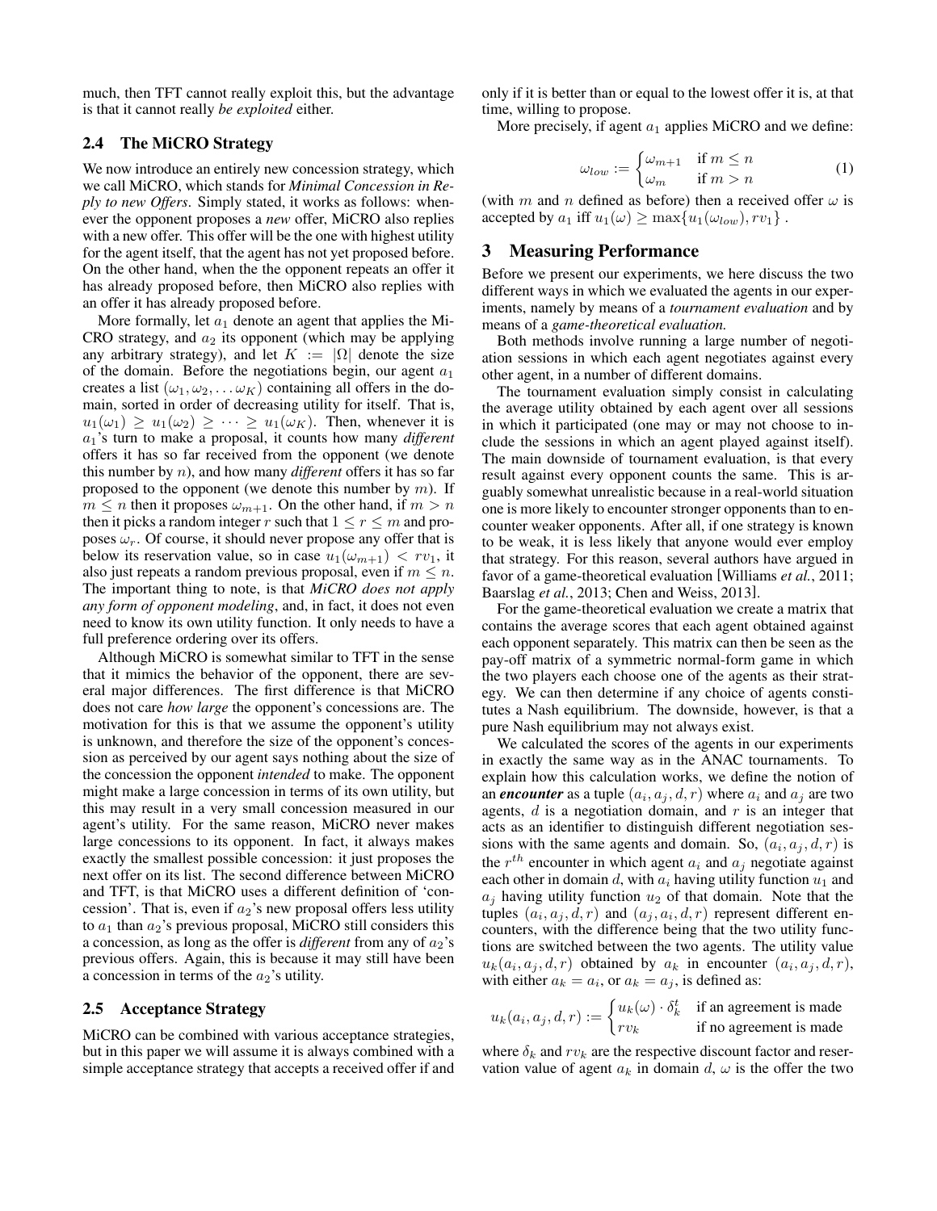much, then TFT cannot really exploit this, but the advantage is that it cannot really *be exploited* either.

### 2.4 The MiCRO Strategy

We now introduce an entirely new concession strategy, which we call MiCRO, which stands for ***Mi**nimal **C**oncession in **R**eply to new **O**ffers*. Simply stated, it works as follows: whenever the opponent proposes a *new* offer, MiCRO also replies with a new offer. This offer will be the one with highest utility for the agent itself, that the agent has not yet proposed before. On the other hand, when the the opponent repeats an offer it has already proposed before, then MiCRO also replies with an offer it has already proposed before.

More formally, let $a_1$ denote an agent that applies the MiCRO strategy, and $a_2$ its opponent (which may be applying any arbitrary strategy), and let $K := |\Omega|$ denote the size of the domain. Before the negotiations begin, our agent $a_1$ creates a list $(\omega_1, \omega_2, \dots \omega_K)$ containing all offers in the domain, sorted in order of decreasing utility for itself. That is, $u_1(\omega_1) \geq u_1(\omega_2) \geq \dots \geq u_1(\omega_K)$. Then, whenever it is $a_1$'s turn to make a proposal, it counts how many *different* offers it has so far received from the opponent (we denote this number by $n$), and how many *different* offers it has so far proposed to the opponent (we denote this number by $m$). If $m \leq n$ then it proposes $\omega_{m+1}$. On the other hand, if $m > n$ then it picks a random integer $r$ such that $1 \leq r \leq m$ and proposes $\omega_r$. Of course, it should never propose any offer that is below its reservation value, so in case $u_1(\omega_{m+1}) < rv_1$, it also just repeats a random previous proposal, even if $m \leq n$. The important thing to note, is that ***MiCRO does not apply any form of opponent modeling***, and, in fact, it does not even need to know its own utility function. It only needs to have a full preference ordering over its offers.

Although MiCRO is somewhat similar to TFT in the sense that it mimics the behavior of the opponent, there are several major differences. The first difference is that MiCRO does not care *how large* the opponent's concessions are. The motivation for this is that we assume the opponent's utility is unknown, and therefore the size of the opponent's concession as perceived by our agent says nothing about the size of the concession the opponent *intended* to make. The opponent might make a large concession in terms of its own utility, but this may result in a very small concession measured in our agent's utility. For the same reason, MiCRO never makes large concessions to its opponent. In fact, it always makes exactly the smallest possible concession: it just proposes the next offer on its list. The second difference between MiCRO and TFT, is that MiCRO uses a different definition of 'concession'. That is, even if $a_2$'s new proposal offers less utility to $a_1$ than $a_2$'s previous proposal, MiCRO still considers this a concession, as long as the offer is *different* from any of $a_2$'s previous offers. Again, this is because it may still have been a concession in terms of the $a_2$'s utility.

### 2.5 Acceptance Strategy

MiCRO can be combined with various acceptance strategies, but in this paper we will assume it is always combined with a simple acceptance strategy that accepts a received offer if and only if it is better than or equal to the lowest offer it is, at that time, willing to propose.

More precisely, if agent $a_1$ applies MiCRO and we define:

$$\omega_{low} := \begin{cases} \omega_{m+1} & \text{if } m \leq n \\ \omega_m & \text{if } m > n \end{cases} \tag{1}$$

(with $m$ and $n$ defined as before) then a received offer $\omega$ is accepted by $a_1$ iff $u_1(\omega) \geq \max\{u_1(\omega_{low}), rv_1\}$.

## 3 Measuring Performance

Before we present our experiments, we here discuss the two different ways in which we evaluated the agents in our experiments, namely by means of a *tournament evaluation* and by means of a *game-theoretical evaluation.*

Both methods involve running a large number of negotiation sessions in which each agent negotiates against every other agent, in a number of different domains.

The tournament evaluation simply consist in calculating the average utility obtained by each agent over all sessions in which it participated (one may or may not choose to include the sessions in which an agent played against itself). The main downside of tournament evaluation, is that every result against every opponent counts the same. This is arguably somewhat unrealistic because in a real-world situation one is more likely to encounter stronger opponents than to encounter weaker opponents. After all, if one strategy is known to be weak, it is less likely that anyone would ever employ that strategy. For this reason, several authors have argued in favor of a game-theoretical evaluation [Williams *et al.*, 2011; Baarslag *et al.*, 2013; Chen and Weiss, 2013].

For the game-theoretical evaluation we create a matrix that contains the average scores that each agent obtained against each opponent separately. This matrix can then be seen as the pay-off matrix of a symmetric normal-form game in which the two players each choose one of the agents as their strategy. We can then determine if any choice of agents constitutes a Nash equilibrium. The downside, however, is that a pure Nash equilibrium may not always exist.

We calculated the scores of the agents in our experiments in exactly the same way as in the ANAC tournaments. To explain how this calculation works, we define the notion of an ***encounter*** as a tuple $(a_i, a_j, d, r)$ where $a_i$ and $a_j$ are two agents, $d$ is a negotiation domain, and $r$ is an integer that acts as an identifier to distinguish different negotiation sessions with the same agents and domain. So, $(a_i, a_j, d, r)$ is the $r^{th}$ encounter in which agent $a_i$ and $a_j$ negotiate against each other in domain $d$, with $a_i$ having utility function $u_1$ and $a_j$ having utility function $u_2$ of that domain. Note that the tuples $(a_i, a_j, d, r)$ and $(a_j, a_i, d, r)$ represent different encounters, with the difference being that the two utility functions are switched between the two agents. The utility value $u_k(a_i, a_j, d, r)$ obtained by $a_k$ in encounter $(a_i, a_j, d, r)$, with either $a_k = a_i$, or $a_k = a_j$, is defined as:

$$u_k(a_i, a_j, d, r) := \begin{cases} u_k(\omega) \cdot \delta_k^t & \text{if an agreement is made} \\ rv_k & \text{if no agreement is made} \end{cases}$$

where $\delta_k$ and $rv_k$ are the respective discount factor and reservation value of agent $a_k$ in domain $d$, $\omega$ is the offer the two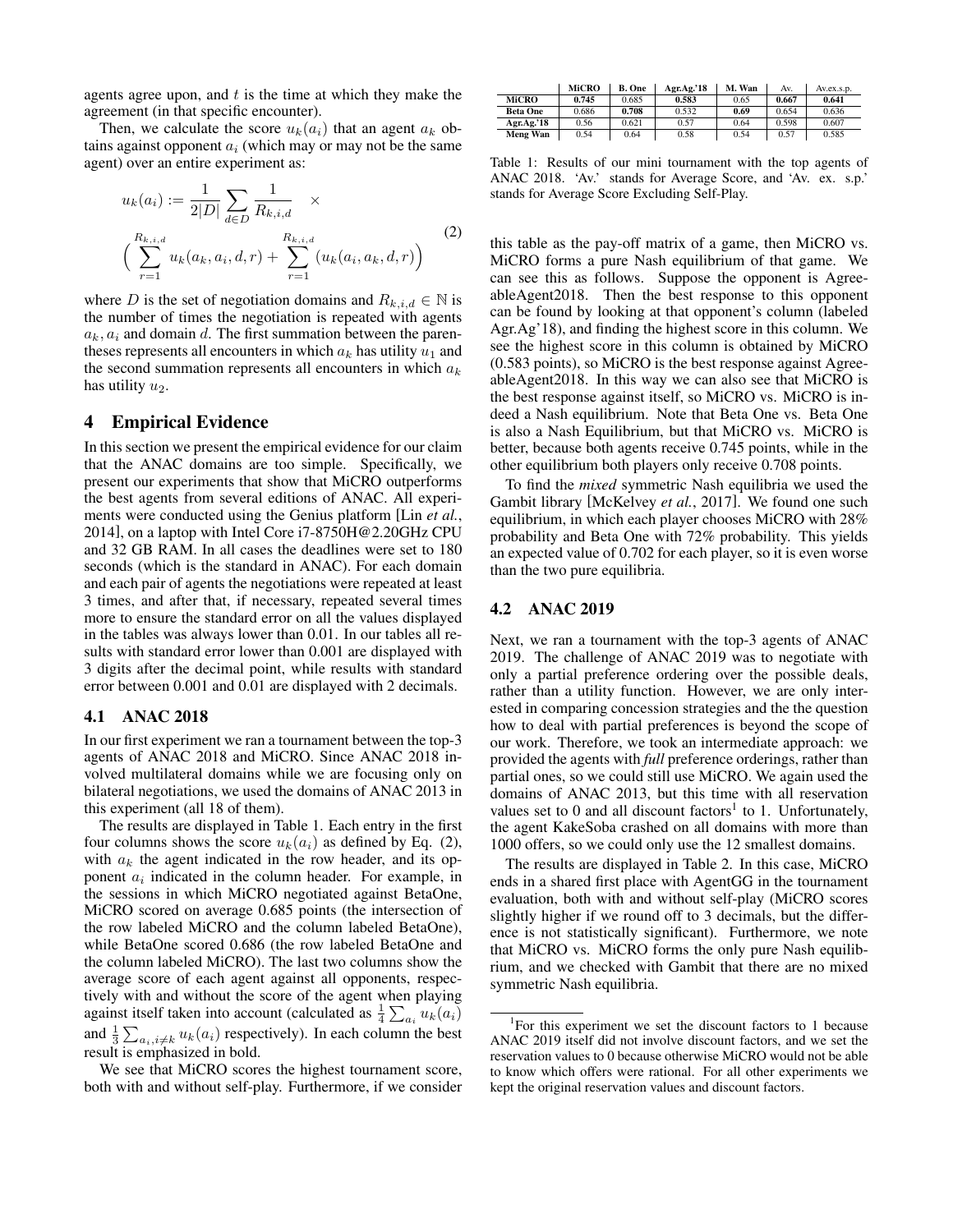agents agree upon, and $t$ is the time at which they make the agreement (in that specific encounter).

Then, we calculate the score $u_k(a_i)$ that an agent $a_k$ obtains against opponent $a_i$ (which may or may not be the same agent) over an entire experiment as:

$$u_k(a_i) := \frac{1}{2|D|} \sum_{d \in D} \frac{1}{R_{k,i,d}} \quad \times$$
$$\Big( \sum_{r=1}^{R_{k,i,d}} u_k(a_k, a_i, d, r) + \sum_{r=1}^{R_{k,i,d}} (u_k(a_i, a_k, d, r) \Big) \tag{2}$$

where $D$ is the set of negotiation domains and $R_{k,i,d} \in \mathbb{N}$ is the number of times the negotiation is repeated with agents $a_k, a_i$ and domain $d$. The first summation between the parentheses represents all encounters in which $a_k$ has utility $u_1$ and the second summation represents all encounters in which $a_k$ has utility $u_2$.

## 4 Empirical Evidence

In this section we present the empirical evidence for our claim that the ANAC domains are too simple. Specifically, we present our experiments that show that MiCRO outperforms the best agents from several editions of ANAC. All experiments were conducted using the Genius platform [Lin *et al.*, 2014], on a laptop with Intel Core i7-8750H@2.20GHz CPU and 32 GB RAM. In all cases the deadlines were set to 180 seconds (which is the standard in ANAC). For each domain and each pair of agents the negotiations were repeated at least 3 times, and after that, if necessary, repeated several times more to ensure the standard error on all the values displayed in the tables was always lower than 0.01. In our tables all results with standard error lower than 0.001 are displayed with 3 digits after the decimal point, while results with standard error between 0.001 and 0.01 are displayed with 2 decimals.

### 4.1 ANAC 2018

In our first experiment we ran a tournament between the top-3 agents of ANAC 2018 and MiCRO. Since ANAC 2018 involved multilateral domains while we are focusing only on bilateral negotiations, we used the domains of ANAC 2013 in this experiment (all 18 of them).

The results are displayed in Table 1. Each entry in the first four columns shows the score $u_k(a_i)$ as defined by Eq. (2), with $a_k$ the agent indicated in the row header, and its opponent $a_i$ indicated in the column header. For example, in the sessions in which MiCRO negotiated against BetaOne, MiCRO scored on average 0.685 points (the intersection of the row labeled MiCRO and the column labeled BetaOne), while BetaOne scored 0.686 (the row labeled BetaOne and the column labeled MiCRO). The last two columns show the average score of each agent against all opponents, respectively with and without the score of the agent when playing against itself taken into account (calculated as $\frac{1}{4}\sum_{a_i} u_k(a_i)$ and $\frac{1}{3}\sum_{a_i, i \neq k} u_k(a_i)$ respectively). In each column the best result is emphasized in bold.

We see that MiCRO scores the highest tournament score, both with and without self-play. Furthermore, if we consider this table as the pay-off matrix of a game, then MiCRO vs. MiCRO forms a pure Nash equilibrium of that game. We can see this as follows. Suppose the opponent is AgreeableAgent2018. Then the best response to this opponent can be found by looking at that opponent's column (labeled Agr.Ag'18), and finding the highest score in this column. We see the highest score in this column is obtained by MiCRO (0.583 points), so MiCRO is the best response against AgreeableAgent2018. In this way we can also see that MiCRO is the best response against itself, so MiCRO vs. MiCRO is indeed a Nash equilibrium. Note that Beta One vs. Beta One is also a Nash Equilibrium, but that MiCRO vs. MiCRO is better, because both agents receive 0.745 points, while in the other equilibrium both players only receive 0.708 points.

|  | MiCRO | B. One | Agr.Ag.'18 | M. Wan | Av. | Av.ex.s.p. |
|---|---|---|---|---|---|---|
| **MiCRO** | **0.745** | 0.685 | **0.583** | 0.65 | **0.667** | **0.641** |
| **Beta One** | 0.686 | **0.708** | 0.532 | **0.69** | 0.654 | 0.636 |
| **Agr.Ag.'18** | 0.56 | 0.621 | 0.57 | 0.64 | 0.598 | 0.607 |
| **Meng Wan** | 0.54 | 0.64 | 0.58 | 0.54 | 0.57 | 0.585 |

Table 1: Results of our mini tournament with the top agents of ANAC 2018. 'Av.' stands for Average Score, and 'Av. ex. s.p.' stands for Average Score Excluding Self-Play.

To find the *mixed* symmetric Nash equilibria we used the Gambit library [McKelvey *et al.*, 2017]. We found one such equilibrium, in which each player chooses MiCRO with 28% probability and Beta One with 72% probability. This yields an expected value of 0.702 for each player, so it is even worse than the two pure equilibria.

### 4.2 ANAC 2019

Next, we ran a tournament with the top-3 agents of ANAC 2019. The challenge of ANAC 2019 was to negotiate with only a partial preference ordering over the possible deals, rather than a utility function. However, we are only interested in comparing concession strategies and the the question how to deal with partial preferences is beyond the scope of our work. Therefore, we took an intermediate approach: we provided the agents with *full* preference orderings, rather than partial ones, so we could still use MiCRO. We again used the domains of ANAC 2013, but this time with all reservation values set to 0 and all discount factors[1] to 1. Unfortunately, the agent KakeSoba crashed on all domains with more than 1000 offers, so we could only use the 12 smallest domains.

The results are displayed in Table 2. In this case, MiCRO ends in a shared first place with AgentGG in the tournament evaluation, both with and without self-play (MiCRO scores slightly higher if we round off to 3 decimals, but the difference is not statistically significant). Furthermore, we note that MiCRO vs. MiCRO forms the only pure Nash equilibrium, and we checked with Gambit that there are no mixed symmetric Nash equilibria.

[1]For this experiment we set the discount factors to 1 because ANAC 2019 itself did not involve discount factors, and we set the reservation values to 0 because otherwise MiCRO would not be able to know which offers were rational. For all other experiments we kept the original reservation values and discount factors.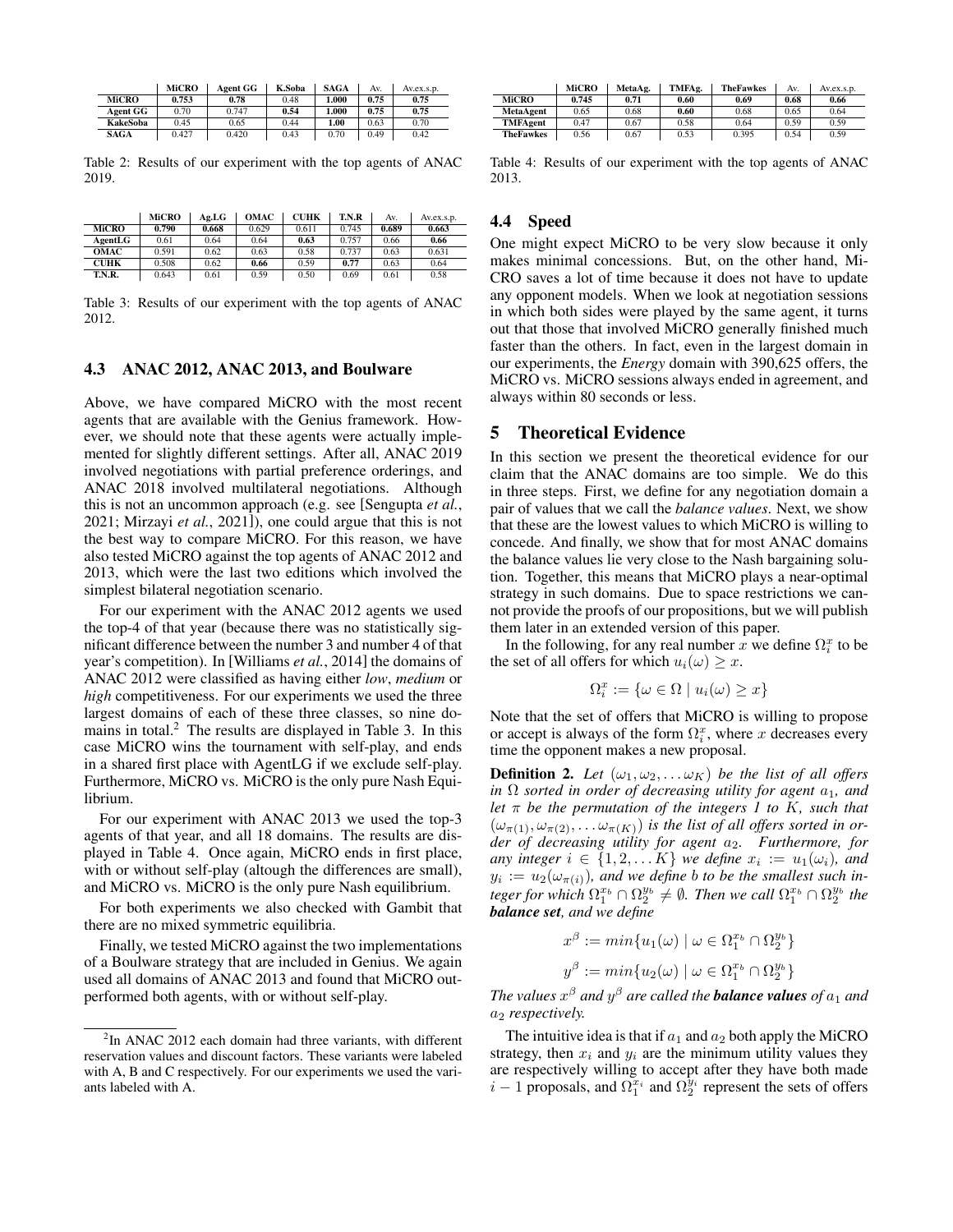| | MiCRO | Agent GG | K.Soba | SAGA | Av. | Av.ex.s.p. |
|---|---|---|---|---|---|---|
| **MiCRO** | **0.753** | **0.78** | 0.48 | **1.000** | **0.75** | **0.75** |
| **Agent GG** | 0.70 | 0.747 | **0.54** | **1.000** | **0.75** | **0.75** |
| **KakeSoba** | 0.45 | 0.65 | 0.44 | **1.00** | 0.63 | 0.70 |
| **SAGA** | 0.427 | 0.420 | 0.43 | 0.70 | 0.49 | 0.42 |

Table 2: Results of our experiment with the top agents of ANAC 2019.

| | MiCRO | Ag.LG | OMAC | CUHK | T.N.R | Av. | Av.ex.s.p. |
|---|---|---|---|---|---|---|---|
| **MiCRO** | **0.790** | **0.668** | 0.629 | 0.611 | 0.745 | **0.689** | **0.663** |
| **AgentLG** | 0.61 | 0.64 | 0.64 | **0.63** | 0.757 | 0.66 | **0.66** |
| **OMAC** | 0.591 | 0.62 | 0.63 | 0.58 | 0.737 | 0.63 | 0.631 |
| **CUHK** | 0.508 | 0.62 | **0.66** | 0.59 | **0.77** | 0.63 | 0.64 |
| **T.N.R.** | 0.643 | 0.61 | 0.59 | 0.50 | 0.69 | 0.61 | 0.58 |

Table 3: Results of our experiment with the top agents of ANAC 2012.

### 4.3 ANAC 2012, ANAC 2013, and Boulware

Above, we have compared MiCRO with the most recent agents that are available with the Genius framework. However, we should note that these agents were actually implemented for slightly different settings. After all, ANAC 2019 involved negotiations with partial preference orderings, and ANAC 2018 involved multilateral negotiations. Although this is not an uncommon approach (e.g. see [Sengupta *et al.*, 2021; Mirzayi *et al.*, 2021]), one could argue that this is not the best way to compare MiCRO. For this reason, we have also tested MiCRO against the top agents of ANAC 2012 and 2013, which were the last two editions which involved the simplest bilateral negotiation scenario.

For our experiment with the ANAC 2012 agents we used the top-4 of that year (because there was no statistically significant difference between the number 3 and number 4 of that year's competition). In [Williams *et al.*, 2014] the domains of ANAC 2012 were classified as having either *low*, *medium* or *high* competitiveness. For our experiments we used the three largest domains of each of these three classes, so nine domains in total.[2] The results are displayed in Table 3. In this case MiCRO wins the tournament with self-play, and ends in a shared first place with AgentLG if we exclude self-play. Furthermore, MiCRO vs. MiCRO is the only pure Nash Equilibrium.

For our experiment with ANAC 2013 we used the top-3 agents of that year, and all 18 domains. The results are displayed in Table 4. Once again, MiCRO ends in first place, with or without self-play (altough the differences are small), and MiCRO vs. MiCRO is the only pure Nash equilibrium.

For both experiments we also checked with Gambit that there are no mixed symmetric equilibria.

Finally, we tested MiCRO against the two implementations of a Boulware strategy that are included in Genius. We again used all domains of ANAC 2013 and found that MiCRO outperformed both agents, with or without self-play.

[2] In ANAC 2012 each domain had three variants, with different reservation values and discount factors. These variants were labeled with A, B and C respectively. For our experiments we used the variants labeled with A.

| | MiCRO | MetaAg. | TMFAg. | TheFawkes | Av. | Av.ex.s.p. |
|---|---|---|---|---|---|---|
| **MiCRO** | **0.745** | **0.71** | **0.60** | **0.69** | **0.68** | **0.66** |
| **MetaAgent** | 0.65 | 0.68 | **0.60** | 0.68 | 0.65 | 0.64 |
| **TMFAgent** | 0.47 | 0.67 | 0.58 | 0.64 | 0.59 | 0.59 |
| **TheFawkes** | 0.56 | 0.67 | 0.53 | 0.395 | 0.54 | 0.59 |

Table 4: Results of our experiment with the top agents of ANAC 2013.

### 4.4 Speed

One might expect MiCRO to be very slow because it only makes minimal concessions. But, on the other hand, MiCRO saves a lot of time because it does not have to update any opponent models. When we look at negotiation sessions in which both sides were played by the same agent, it turns out that those that involved MiCRO generally finished much faster than the others. In fact, even in the largest domain in our experiments, the *Energy* domain with 390,625 offers, the MiCRO vs. MiCRO sessions always ended in agreement, and always within 80 seconds or less.

## 5 Theoretical Evidence

In this section we present the theoretical evidence for our claim that the ANAC domains are too simple. We do this in three steps. First, we define for any negotiation domain a pair of values that we call the *balance values*. Next, we show that these are the lowest values to which MiCRO is willing to concede. And finally, we show that for most ANAC domains the balance values lie very close to the Nash bargaining solution. Together, this means that MiCRO plays a near-optimal strategy in such domains. Due to space restrictions we cannot provide the proofs of our propositions, but we will publish them later in an extended version of this paper.

In the following, for any real number $x$ we define $\Omega_i^x$ to be the set of all offers for which $u_i(\omega) \geq x$.

$$\Omega_i^x := \{\omega \in \Omega \mid u_i(\omega) \geq x\}$$

Note that the set of offers that MiCRO is willing to propose or accept is always of the form $\Omega_i^x$, where $x$ decreases every time the opponent makes a new proposal.

**Definition 2.** *Let $(\omega_1, \omega_2, \ldots \omega_K)$ be the list of all offers in $\Omega$ sorted in order of decreasing utility for agent $a_1$, and let $\pi$ be the permutation of the integers 1 to $K$, such that $(\omega_{\pi(1)}, \omega_{\pi(2)}, \ldots \omega_{\pi(K)})$ is the list of all offers sorted in order of decreasing utility for agent $a_2$. Furthermore, for any integer $i \in \{1, 2, \ldots K\}$ we define $x_i := u_1(\omega_i)$, and $y_i := u_2(\omega_{\pi(i)})$, and we define $b$ to be the smallest such integer for which $\Omega_1^{x_b} \cap \Omega_2^{y_b} \neq \emptyset$. Then we call $\Omega_1^{x_b} \cap \Omega_2^{y_b}$ the* ***balance set****, and we define*

$$x^\beta := min\{u_1(\omega) \mid \omega \in \Omega_1^{x_b} \cap \Omega_2^{y_b}\}$$

$$y^\beta := min\{u_2(\omega) \mid \omega \in \Omega_1^{x_b} \cap \Omega_2^{y_b}\}$$

*The values $x^\beta$ and $y^\beta$ are called the* ***balance values*** *of $a_1$ and $a_2$ respectively.*

The intuitive idea is that if $a_1$ and $a_2$ both apply the MiCRO strategy, then $x_i$ and $y_i$ are the minimum utility values they are respectively willing to accept after they have both made $i-1$ proposals, and $\Omega_1^{x_i}$ and $\Omega_2^{y_i}$ represent the sets of offers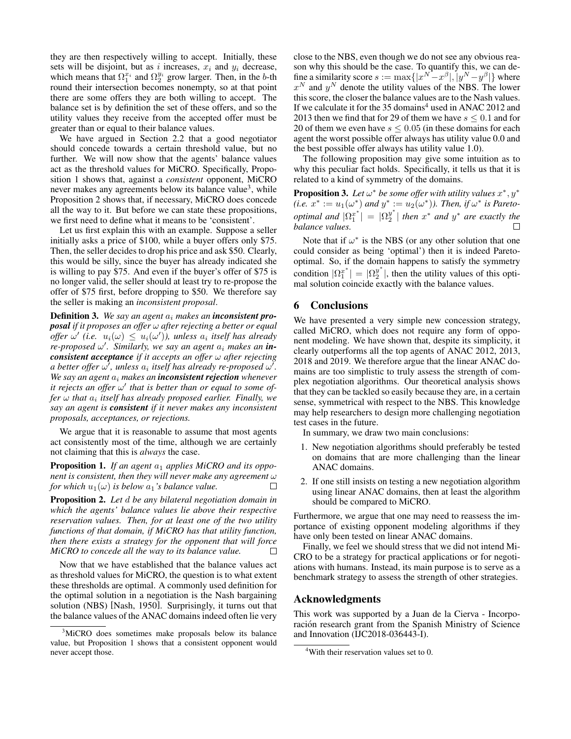they are then respectively willing to accept. Initially, these sets will be disjoint, but as $i$ increases, $x_i$ and $y_i$ decrease, which means that $\Omega_1^{x_i}$ and $\Omega_2^{y_i}$ grow larger. Then, in the $b$-th round their intersection becomes nonempty, so at that point there are some offers they are both willing to accept. The balance set is by definition the set of these offers, and so the utility values they receive from the accepted offer must be greater than or equal to their balance values.

We have argued in Section 2.2 that a good negotiator should concede towards a certain threshold value, but no further. We will now show that the agents' balance values act as the threshold values for MiCRO. Specifically, Proposition 1 shows that, against a *consistent* opponent, MiCRO never makes any agreements below its balance value[3], while Proposition 2 shows that, if necessary, MiCRO does concede all the way to it. But before we can state these propositions, we first need to define what it means to be 'consistent'.

Let us first explain this with an example. Suppose a seller initially asks a price of \$100, while a buyer offers only \$75. Then, the seller decides to drop his price and ask \$50. Clearly, this would be silly, since the buyer has already indicated she is willing to pay \$75. And even if the buyer's offer of \$75 is no longer valid, the seller should at least try to re-propose the offer of \$75 first, before dropping to \$50. We therefore say the seller is making an *inconsistent proposal*.

**Definition 3.** *We say an agent $a_i$ makes an* ***inconsistent proposal*** *if it proposes an offer $\omega$ after rejecting a better or equal offer $\omega'$ (i.e. $u_i(\omega) \leq u_i(\omega')$), unless $a_i$ itself has already re-proposed $\omega'$. Similarly, we say an agent $a_i$ makes an* ***inconsistent acceptance*** *if it accepts an offer $\omega$ after rejecting a better offer $\omega'$, unless $a_i$ itself has already re-proposed $\omega'$. We say an agent $a_i$ makes an* ***inconsistent rejection*** *whenever it rejects an offer $\omega'$ that is better than or equal to some offer $\omega$ that $a_i$ itself has already proposed earlier. Finally, we say an agent is* ***consistent*** *if it never makes any inconsistent proposals, acceptances, or rejections.*

We argue that it is reasonable to assume that most agents act consistently most of the time, although we are certainly not claiming that this is *always* the case.

**Proposition 1.** *If an agent $a_1$ applies MiCRO and its opponent is consistent, then they will never make any agreement $\omega$ for which $u_1(\omega)$ is below $a_1$'s balance value.* □

**Proposition 2.** *Let $d$ be any bilateral negotiation domain in which the agents' balance values lie above their respective reservation values. Then, for at least one of the two utility functions of that domain, if MiCRO has that utility function, then there exists a strategy for the opponent that will force MiCRO to concede all the way to its balance value.* □

Now that we have established that the balance values act as threshold values for MiCRO, the question is to what extent these thresholds are optimal. A commonly used definition for the optimal solution in a negotiation is the Nash bargaining solution (NBS) [Nash, 1950]. Surprisingly, it turns out that the balance values of the ANAC domains indeed often lie very close to the NBS, even though we do not see any obvious reason why this should be the case. To quantify this, we can define a similarity score $s := \max\{|x^N - x^\beta|, |y^N - y^\beta|\}$ where $x^N$ and $y^N$ denote the utility values of the NBS. The lower this score, the closer the balance values are to the Nash values. If we calculate it for the 35 domains[4] used in ANAC 2012 and 2013 then we find that for 29 of them we have $s \leq 0.1$ and for 20 of them we even have $s \leq 0.05$ (in these domains for each agent the worst possible offer always has utility value 0.0 and the best possible offer always has utility value 1.0).

The following proposition may give some intuition as to why this peculiar fact holds. Specifically, it tells us that it is related to a kind of symmetry of the domains.

**Proposition 3.** *Let $\omega^*$ be some offer with utility values $x^*, y^*$ (i.e. $x^* := u_1(\omega^*)$ and $y^* := u_2(\omega^*)$). Then, if $\omega^*$ is Pareto-optimal and $|\Omega_1^{x^*}| = |\Omega_2^{y^*}|$ then $x^*$ and $y^*$ are exactly the balance values.* □

Note that if $\omega^*$ is the NBS (or any other solution that one could consider as being 'optimal') then it is indeed Pareto-optimal. So, if the domain happens to satisfy the symmetry condition $|\Omega_1^{x^*}| = |\Omega_2^{y^*}|$, then the utility values of this optimal solution coincide exactly with the balance values.

## 6 Conclusions

We have presented a very simple new concession strategy, called MiCRO, which does not require any form of opponent modeling. We have shown that, despite its simplicity, it clearly outperforms all the top agents of ANAC 2012, 2013, 2018 and 2019. We therefore argue that the linear ANAC domains are too simplistic to truly assess the strength of complex negotiation algorithms. Our theoretical analysis shows that they can be tackled so easily because they are, in a certain sense, symmetrical with respect to the NBS. This knowledge may help researchers to design more challenging negotiation test cases in the future.

In summary, we draw two main conclusions:

1. New negotiation algorithms should preferably be tested on domains that are more challenging than the linear ANAC domains.
2. If one still insists on testing a new negotiation algorithm using linear ANAC domains, then at least the algorithm should be compared to MiCRO.

Furthermore, we argue that one may need to reassess the importance of existing opponent modeling algorithms if they have only been tested on linear ANAC domains.

Finally, we feel we should stress that we did not intend MiCRO to be a strategy for practical applications or for negotiations with humans. Instead, its main purpose is to serve as a benchmark strategy to assess the strength of other strategies.

## Acknowledgments

This work was supported by a Juan de la Cierva - Incorporación research grant from the Spanish Ministry of Science and Innovation (IJC2018-036443-I).

[3] MiCRO does sometimes make proposals below its balance value, but Proposition 1 shows that a consistent opponent would never accept those.

[4] With their reservation values set to 0.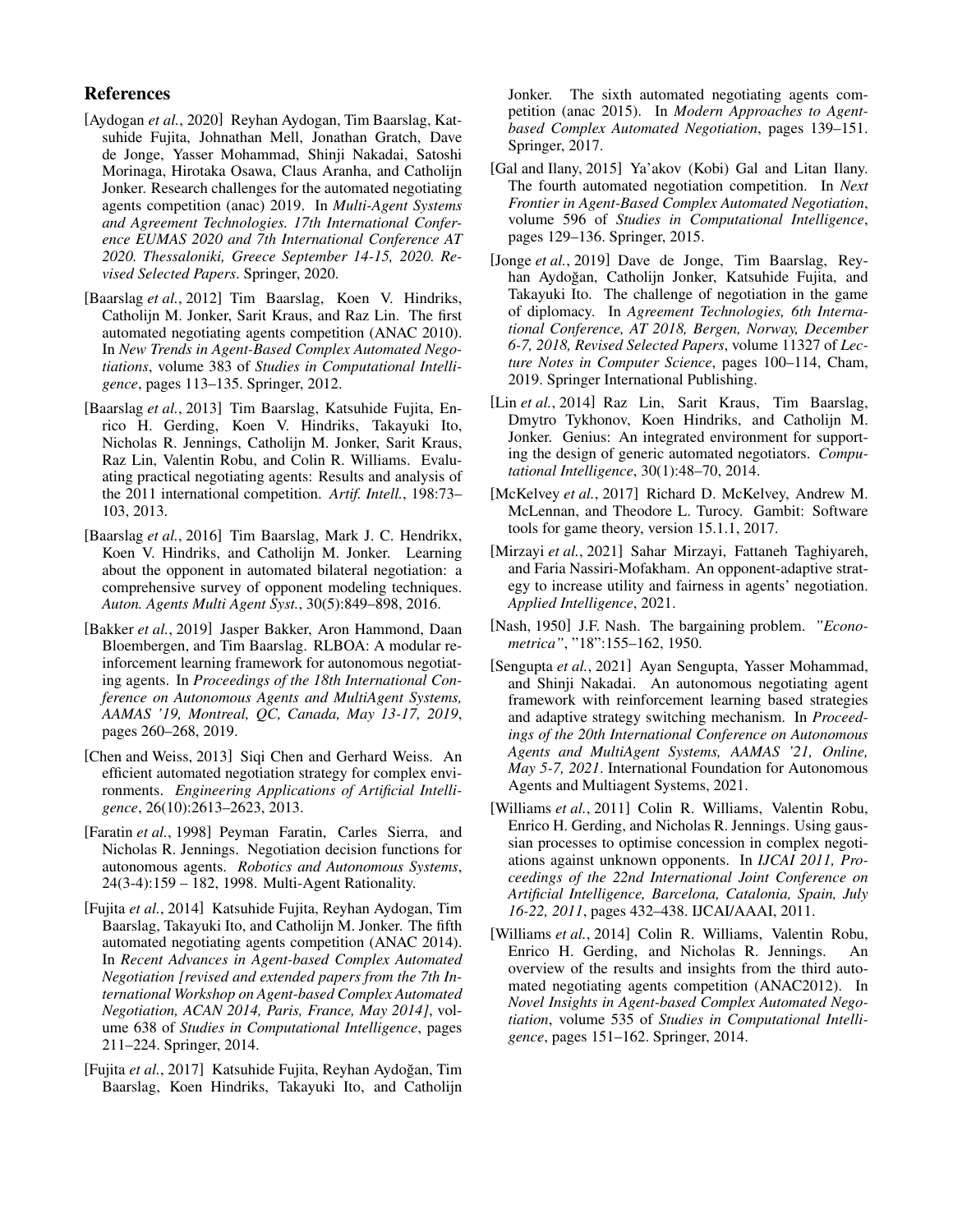## References

[Aydogan *et al.*, 2020] Reyhan Aydogan, Tim Baarslag, Katsuhide Fujita, Johnathan Mell, Jonathan Gratch, Dave de Jonge, Yasser Mohammad, Shinji Nakadai, Satoshi Morinaga, Hirotaka Osawa, Claus Aranha, and Catholijn Jonker. Research challenges for the automated negotiating agents competition (anac) 2019. In *Multi-Agent Systems and Agreement Technologies. 17th International Conference EUMAS 2020 and 7th International Conference AT 2020. Thessaloniki, Greece September 14-15, 2020. Revised Selected Papers*. Springer, 2020.

[Baarslag *et al.*, 2012] Tim Baarslag, Koen V. Hindriks, Catholijn M. Jonker, Sarit Kraus, and Raz Lin. The first automated negotiating agents competition (ANAC 2010). In *New Trends in Agent-Based Complex Automated Negotiations*, volume 383 of *Studies in Computational Intelligence*, pages 113–135. Springer, 2012.

[Baarslag *et al.*, 2013] Tim Baarslag, Katsuhide Fujita, Enrico H. Gerding, Koen V. Hindriks, Takayuki Ito, Nicholas R. Jennings, Catholijn M. Jonker, Sarit Kraus, Raz Lin, Valentin Robu, and Colin R. Williams. Evaluating practical negotiating agents: Results and analysis of the 2011 international competition. *Artif. Intell.*, 198:73–103, 2013.

[Baarslag *et al.*, 2016] Tim Baarslag, Mark J. C. Hendrikx, Koen V. Hindriks, and Catholijn M. Jonker. Learning about the opponent in automated bilateral negotiation: a comprehensive survey of opponent modeling techniques. *Auton. Agents Multi Agent Syst.*, 30(5):849–898, 2016.

[Bakker *et al.*, 2019] Jasper Bakker, Aron Hammond, Daan Bloembergen, and Tim Baarslag. RLBOA: A modular reinforcement learning framework for autonomous negotiating agents. In *Proceedings of the 18th International Conference on Autonomous Agents and MultiAgent Systems, AAMAS '19, Montreal, QC, Canada, May 13-17, 2019*, pages 260–268, 2019.

[Chen and Weiss, 2013] Siqi Chen and Gerhard Weiss. An efficient automated negotiation strategy for complex environments. *Engineering Applications of Artificial Intelligence*, 26(10):2613–2623, 2013.

[Faratin *et al.*, 1998] Peyman Faratin, Carles Sierra, and Nicholas R. Jennings. Negotiation decision functions for autonomous agents. *Robotics and Autonomous Systems*, 24(3-4):159 – 182, 1998. Multi-Agent Rationality.

[Fujita *et al.*, 2014] Katsuhide Fujita, Reyhan Aydogan, Tim Baarslag, Takayuki Ito, and Catholijn M. Jonker. The fifth automated negotiating agents competition (ANAC 2014). In *Recent Advances in Agent-based Complex Automated Negotiation [revised and extended papers from the 7th International Workshop on Agent-based Complex Automated Negotiation, ACAN 2014, Paris, France, May 2014]*, volume 638 of *Studies in Computational Intelligence*, pages 211–224. Springer, 2014.

[Fujita *et al.*, 2017] Katsuhide Fujita, Reyhan Aydoğan, Tim Baarslag, Koen Hindriks, Takayuki Ito, and Catholijn Jonker. The sixth automated negotiating agents competition (anac 2015). In *Modern Approaches to Agent-based Complex Automated Negotiation*, pages 139–151. Springer, 2017.

[Gal and Ilany, 2015] Ya'akov (Kobi) Gal and Litan Ilany. The fourth automated negotiation competition. In *Next Frontier in Agent-Based Complex Automated Negotiation*, volume 596 of *Studies in Computational Intelligence*, pages 129–136. Springer, 2015.

[Jonge *et al.*, 2019] Dave de Jonge, Tim Baarslag, Reyhan Aydoğan, Catholijn Jonker, Katsuhide Fujita, and Takayuki Ito. The challenge of negotiation in the game of diplomacy. In *Agreement Technologies, 6th International Conference, AT 2018, Bergen, Norway, December 6-7, 2018, Revised Selected Papers*, volume 11327 of *Lecture Notes in Computer Science*, pages 100–114, Cham, 2019. Springer International Publishing.

[Lin *et al.*, 2014] Raz Lin, Sarit Kraus, Tim Baarslag, Dmytro Tykhonov, Koen Hindriks, and Catholijn M. Jonker. Genius: An integrated environment for supporting the design of generic automated negotiators. *Computational Intelligence*, 30(1):48–70, 2014.

[McKelvey *et al.*, 2017] Richard D. McKelvey, Andrew M. McLennan, and Theodore L. Turocy. Gambit: Software tools for game theory, version 15.1.1, 2017.

[Mirzayi *et al.*, 2021] Sahar Mirzayi, Fattaneh Taghiyareh, and Faria Nassiri-Mofakham. An opponent-adaptive strategy to increase utility and fairness in agents' negotiation. *Applied Intelligence*, 2021.

[Nash, 1950] J.F. Nash. The bargaining problem. *"Econometrica"*, "18":155–162, 1950.

[Sengupta *et al.*, 2021] Ayan Sengupta, Yasser Mohammad, and Shinji Nakadai. An autonomous negotiating agent framework with reinforcement learning based strategies and adaptive strategy switching mechanism. In *Proceedings of the 20th International Conference on Autonomous Agents and MultiAgent Systems, AAMAS '21, Online, May 5-7, 2021*. International Foundation for Autonomous Agents and Multiagent Systems, 2021.

[Williams *et al.*, 2011] Colin R. Williams, Valentin Robu, Enrico H. Gerding, and Nicholas R. Jennings. Using gaussian processes to optimise concession in complex negotiations against unknown opponents. In *IJCAI 2011, Proceedings of the 22nd International Joint Conference on Artificial Intelligence, Barcelona, Catalonia, Spain, July 16-22, 2011*, pages 432–438. IJCAI/AAAI, 2011.

[Williams *et al.*, 2014] Colin R. Williams, Valentin Robu, Enrico H. Gerding, and Nicholas R. Jennings. An overview of the results and insights from the third automated negotiating agents competition (ANAC2012). In *Novel Insights in Agent-based Complex Automated Negotiation*, volume 535 of *Studies in Computational Intelligence*, pages 151–162. Springer, 2014.